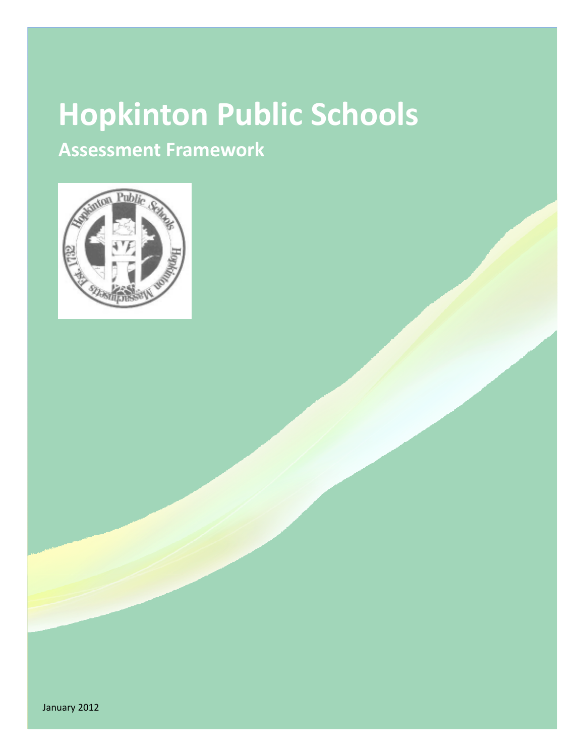# Hopkinton Public Schools

## Assessment Framework

January 2012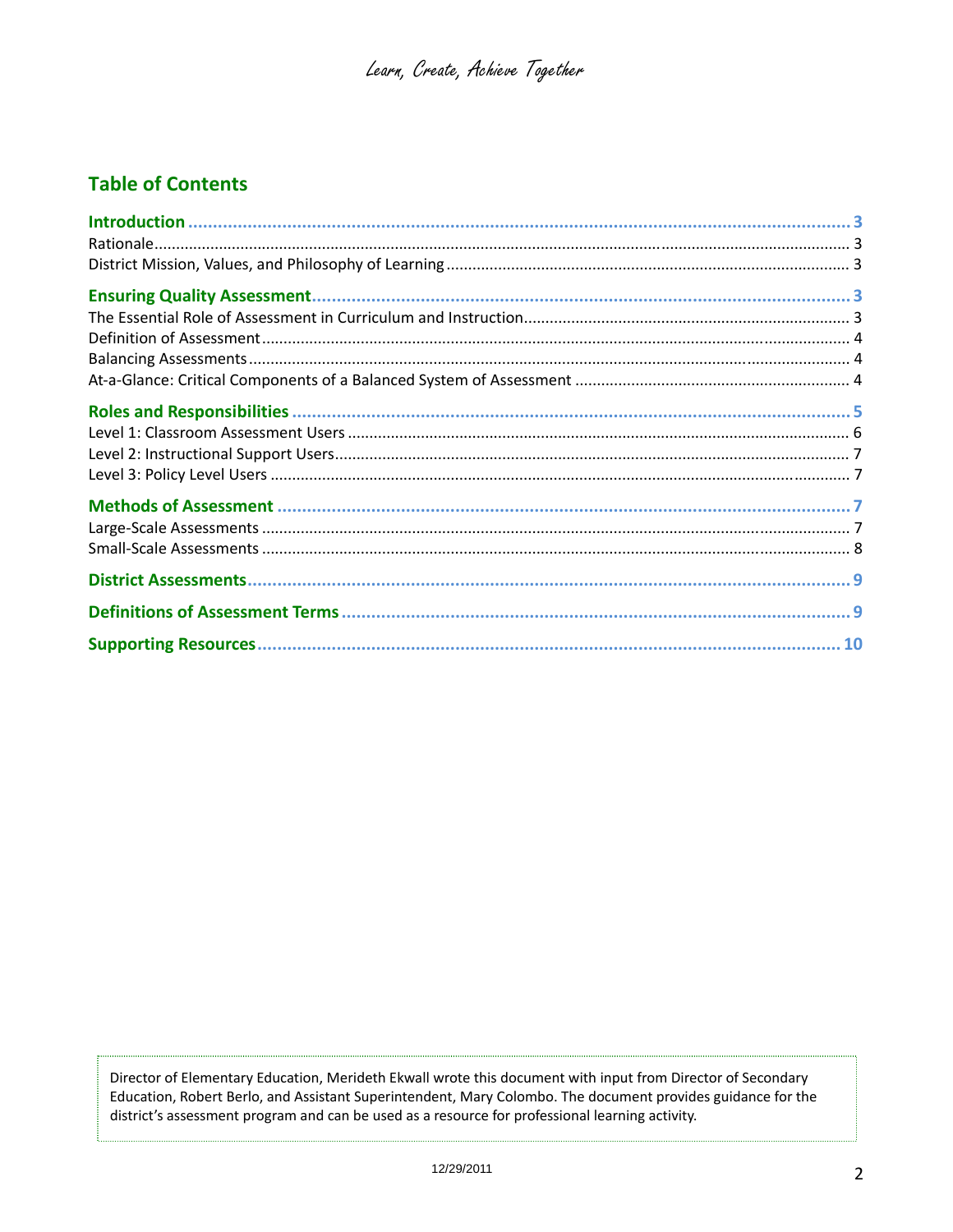*Learn, Create, Achieve Together*

## Table of Contents

**Introduction** ..... 3
- Rationale ..... 3
- District Mission, Values, and Philosophy of Learning ..... 3

**Ensuring Quality Assessment** ..... 3
- The Essential Role of Assessment in Curriculum and Instruction ..... 3
- Definition of Assessment ..... 4
- Balancing Assessments ..... 4
- At-a-Glance: Critical Components of a Balanced System of Assessment ..... 4

**Roles and Responsibilities** ..... 5
- Level 1: Classroom Assessment Users ..... 6
- Level 2: Instructional Support Users ..... 7
- Level 3: Policy Level Users ..... 7

**Methods of Assessment** ..... 7
- Large-Scale Assessments ..... 7
- Small-Scale Assessments ..... 8

**District Assessments** ..... 9

**Definitions of Assessment Terms** ..... 9

**Supporting Resources** ..... 10

Director of Elementary Education, Merideth Ekwall wrote this document with input from Director of Secondary Education, Robert Berlo, and Assistant Superintendent, Mary Colombo. The document provides guidance for the district's assessment program and can be used as a resource for professional learning activity.

12/29/2011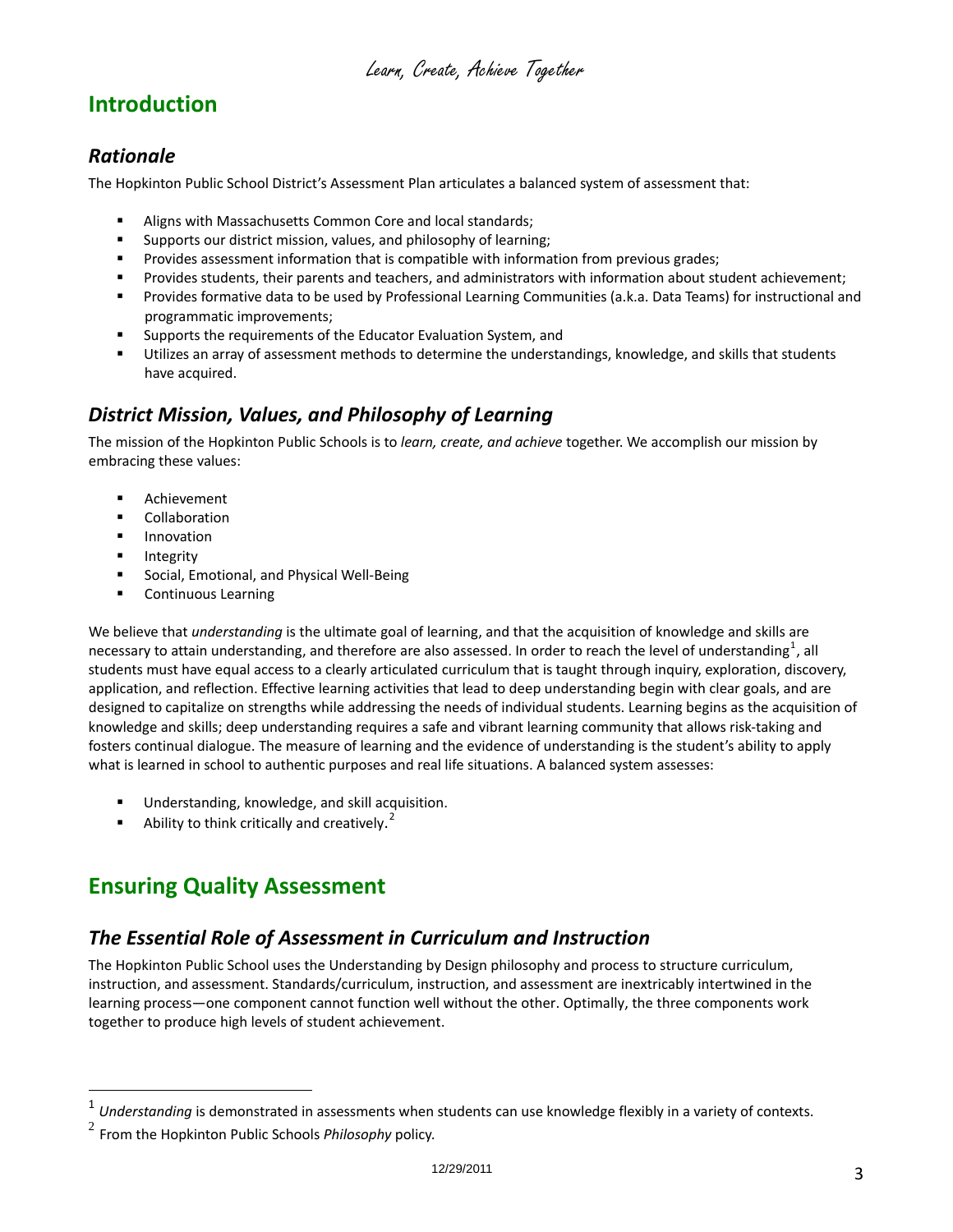# Introduction

## *Rationale*

The Hopkinton Public School District's Assessment Plan articulates a balanced system of assessment that:

- Aligns with Massachusetts Common Core and local standards;
- Supports our district mission, values, and philosophy of learning;
- Provides assessment information that is compatible with information from previous grades;
- Provides students, their parents and teachers, and administrators with information about student achievement;
- Provides formative data to be used by Professional Learning Communities (a.k.a. Data Teams) for instructional and programmatic improvements;
- Supports the requirements of the Educator Evaluation System, and
- Utilizes an array of assessment methods to determine the understandings, knowledge, and skills that students have acquired.

## *District Mission, Values, and Philosophy of Learning*

The mission of the Hopkinton Public Schools is to *learn, create, and achieve* together. We accomplish our mission by embracing these values:

- Achievement
- Collaboration
- Innovation
- Integrity
- Social, Emotional, and Physical Well-Being
- Continuous Learning

We believe that *understanding* is the ultimate goal of learning, and that the acquisition of knowledge and skills are necessary to attain understanding, and therefore are also assessed. In order to reach the level of understanding[1], all students must have equal access to a clearly articulated curriculum that is taught through inquiry, exploration, discovery, application, and reflection. Effective learning activities that lead to deep understanding begin with clear goals, and are designed to capitalize on strengths while addressing the needs of individual students. Learning begins as the acquisition of knowledge and skills; deep understanding requires a safe and vibrant learning community that allows risk-taking and fosters continual dialogue. The measure of learning and the evidence of understanding is the student's ability to apply what is learned in school to authentic purposes and real life situations. A balanced system assesses:

- Understanding, knowledge, and skill acquisition.
- Ability to think critically and creatively.[2]

# Ensuring Quality Assessment

## *The Essential Role of Assessment in Curriculum and Instruction*

The Hopkinton Public School uses the Understanding by Design philosophy and process to structure curriculum, instruction, and assessment. Standards/curriculum, instruction, and assessment are inextricably intertwined in the learning process—one component cannot function well without the other. Optimally, the three components work together to produce high levels of student achievement.

---

[1] *Understanding* is demonstrated in assessments when students can use knowledge flexibly in a variety of contexts.

[2] From the Hopkinton Public Schools *Philosophy* policy.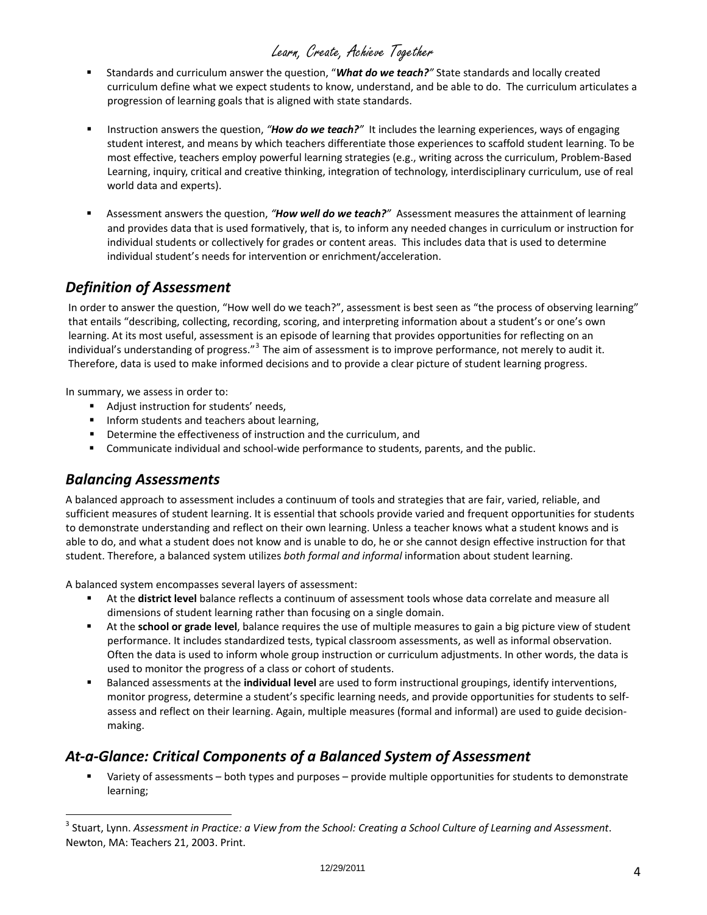- Standards and curriculum answer the question, "***What do we teach?***" State standards and locally created curriculum define what we expect students to know, understand, and be able to do. The curriculum articulates a progression of learning goals that is aligned with state standards.

- Instruction answers the question, *"**How do we teach?**"* It includes the learning experiences, ways of engaging student interest, and means by which teachers differentiate those experiences to scaffold student learning. To be most effective, teachers employ powerful learning strategies (e.g., writing across the curriculum, Problem-Based Learning, inquiry, critical and creative thinking, integration of technology, interdisciplinary curriculum, use of real world data and experts).

- Assessment answers the question, *"**How well do we teach?**"* Assessment measures the attainment of learning and provides data that is used formatively, that is, to inform any needed changes in curriculum or instruction for individual students or collectively for grades or content areas. This includes data that is used to determine individual student's needs for intervention or enrichment/acceleration.

## *Definition of Assessment*

In order to answer the question, "How well do we teach?", assessment is best seen as "the process of observing learning" that entails "describing, collecting, recording, scoring, and interpreting information about a student's or one's own learning. At its most useful, assessment is an episode of learning that provides opportunities for reflecting on an individual's understanding of progress."[3] The aim of assessment is to improve performance, not merely to audit it. Therefore, data is used to make informed decisions and to provide a clear picture of student learning progress.

In summary, we assess in order to:

- Adjust instruction for students' needs,
- Inform students and teachers about learning,
- Determine the effectiveness of instruction and the curriculum, and
- Communicate individual and school-wide performance to students, parents, and the public.

## *Balancing Assessments*

A balanced approach to assessment includes a continuum of tools and strategies that are fair, varied, reliable, and sufficient measures of student learning. It is essential that schools provide varied and frequent opportunities for students to demonstrate understanding and reflect on their own learning. Unless a teacher knows what a student knows and is able to do, and what a student does not know and is unable to do, he or she cannot design effective instruction for that student. Therefore, a balanced system utilizes *both formal and informal* information about student learning.

A balanced system encompasses several layers of assessment:

- At the **district level** balance reflects a continuum of assessment tools whose data correlate and measure all dimensions of student learning rather than focusing on a single domain.
- At the **school or grade level**, balance requires the use of multiple measures to gain a big picture view of student performance. It includes standardized tests, typical classroom assessments, as well as informal observation. Often the data is used to inform whole group instruction or curriculum adjustments. In other words, the data is used to monitor the progress of a class or cohort of students.
- Balanced assessments at the **individual level** are used to form instructional groupings, identify interventions, monitor progress, determine a student's specific learning needs, and provide opportunities for students to self-assess and reflect on their learning. Again, multiple measures (formal and informal) are used to guide decision-making.

## *At-a-Glance: Critical Components of a Balanced System of Assessment*

- Variety of assessments – both types and purposes – provide multiple opportunities for students to demonstrate learning;

---

[3] Stuart, Lynn. *Assessment in Practice: a View from the School: Creating a School Culture of Learning and Assessment*. Newton, MA: Teachers 21, 2003. Print.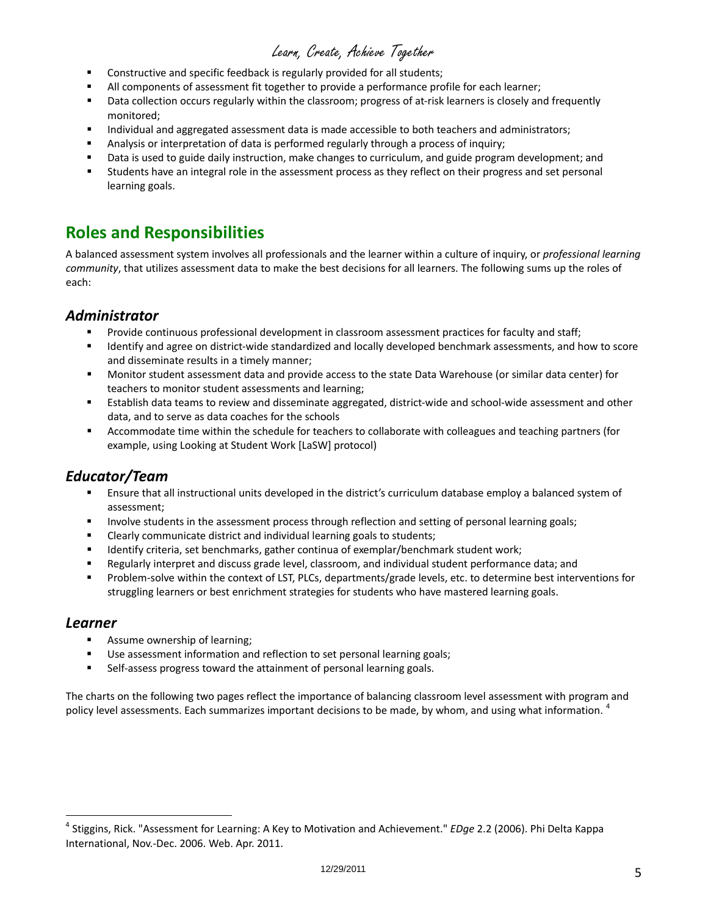- Constructive and specific feedback is regularly provided for all students;
- All components of assessment fit together to provide a performance profile for each learner;
- Data collection occurs regularly within the classroom; progress of at-risk learners is closely and frequently monitored;
- Individual and aggregated assessment data is made accessible to both teachers and administrators;
- Analysis or interpretation of data is performed regularly through a process of inquiry;
- Data is used to guide daily instruction, make changes to curriculum, and guide program development; and
- Students have an integral role in the assessment process as they reflect on their progress and set personal learning goals.

## Roles and Responsibilities

A balanced assessment system involves all professionals and the learner within a culture of inquiry, or *professional learning community*, that utilizes assessment data to make the best decisions for all learners. The following sums up the roles of each:

### *Administrator*

- Provide continuous professional development in classroom assessment practices for faculty and staff;
- Identify and agree on district-wide standardized and locally developed benchmark assessments, and how to score and disseminate results in a timely manner;
- Monitor student assessment data and provide access to the state Data Warehouse (or similar data center) for teachers to monitor student assessments and learning;
- Establish data teams to review and disseminate aggregated, district-wide and school-wide assessment and other data, and to serve as data coaches for the schools
- Accommodate time within the schedule for teachers to collaborate with colleagues and teaching partners (for example, using Looking at Student Work [LaSW] protocol)

### *Educator/Team*

- Ensure that all instructional units developed in the district's curriculum database employ a balanced system of assessment;
- Involve students in the assessment process through reflection and setting of personal learning goals;
- Clearly communicate district and individual learning goals to students;
- Identify criteria, set benchmarks, gather continua of exemplar/benchmark student work;
- Regularly interpret and discuss grade level, classroom, and individual student performance data; and
- Problem-solve within the context of LST, PLCs, departments/grade levels, etc. to determine best interventions for struggling learners or best enrichment strategies for students who have mastered learning goals.

### *Learner*

- Assume ownership of learning;
- Use assessment information and reflection to set personal learning goals;
- Self-assess progress toward the attainment of personal learning goals.

The charts on the following two pages reflect the importance of balancing classroom level assessment with program and policy level assessments. Each summarizes important decisions to be made, by whom, and using what information. [4]

---

[4] Stiggins, Rick. "Assessment for Learning: A Key to Motivation and Achievement." *EDge* 2.2 (2006). Phi Delta Kappa International, Nov.-Dec. 2006. Web. Apr. 2011.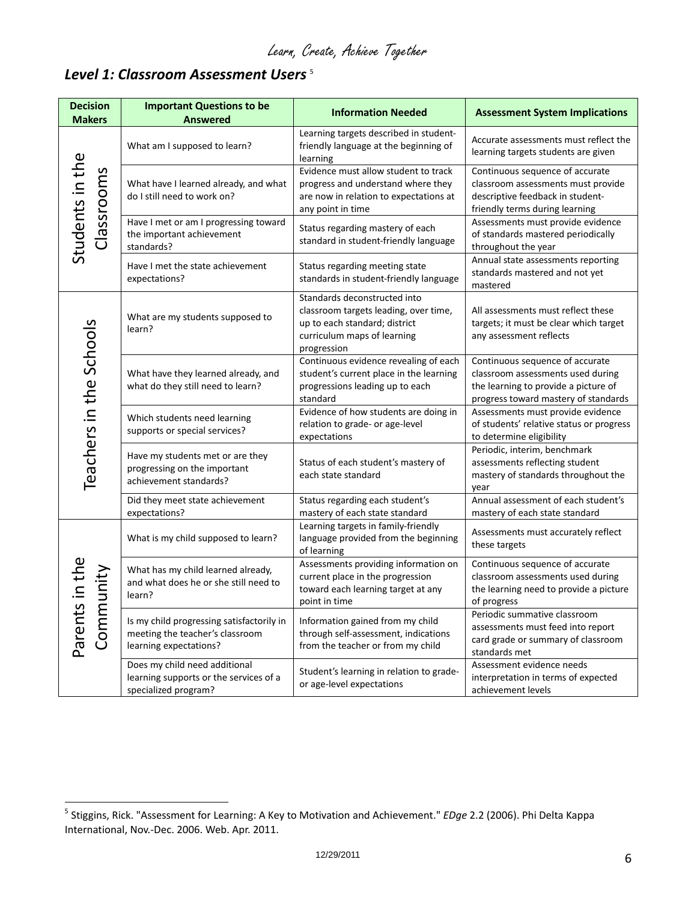## *Level 1: Classroom Assessment Users* [5]

| Decision Makers | Important Questions to be Answered | Information Needed | Assessment System Implications |
|---|---|---|---|
| Students in the Classrooms | What am I supposed to learn? | Learning targets described in student-friendly language at the beginning of learning | Accurate assessments must reflect the learning targets students are given |
| | What have I learned already, and what do I still need to work on? | Evidence must allow student to track progress and understand where they are now in relation to expectations at any point in time | Continuous sequence of accurate classroom assessments must provide descriptive feedback in student-friendly terms during learning |
| | Have I met or am I progressing toward the important achievement standards? | Status regarding mastery of each standard in student-friendly language | Assessments must provide evidence of standards mastered periodically throughout the year |
| | Have I met the state achievement expectations? | Status regarding meeting state standards in student-friendly language | Annual state assessments reporting standards mastered and not yet mastered |
| Teachers in the Schools | What are my students supposed to learn? | Standards deconstructed into classroom targets leading, over time, up to each standard; district curriculum maps of learning progression | All assessments must reflect these targets; it must be clear which target any assessment reflects |
| | What have they learned already, and what do they still need to learn? | Continuous evidence revealing of each student's current place in the learning progressions leading up to each standard | Continuous sequence of accurate classroom assessments used during the learning to provide a picture of progress toward mastery of standards |
| | Which students need learning supports or special services? | Evidence of how students are doing in relation to grade- or age-level expectations | Assessments must provide evidence of students' relative status or progress to determine eligibility |
| | Have my students met or are they progressing on the important achievement standards? | Status of each student's mastery of each state standard | Periodic, interim, benchmark assessments reflecting student mastery of standards throughout the year |
| | Did they meet state achievement expectations? | Status regarding each student's mastery of each state standard | Annual assessment of each student's mastery of each state standard |
| Parents in the Community | What is my child supposed to learn? | Learning targets in family-friendly language provided from the beginning of learning | Assessments must accurately reflect these targets |
| | What has my child learned already, and what does he or she still need to learn? | Assessments providing information on current place in the progression toward each learning target at any point in time | Continuous sequence of accurate classroom assessments used during the learning need to provide a picture of progress |
| | Is my child progressing satisfactorily in meeting the teacher's classroom learning expectations? | Information gained from my child through self-assessment, indications from the teacher or from my child | Periodic summative classroom assessments must feed into report card grade or summary of classroom standards met |
| | Does my child need additional learning supports or the services of a specialized program? | Student's learning in relation to grade- or age-level expectations | Assessment evidence needs interpretation in terms of expected achievement levels |

[5] Stiggins, Rick. "Assessment for Learning: A Key to Motivation and Achievement." *EDge* 2.2 (2006). Phi Delta Kappa International, Nov.-Dec. 2006. Web. Apr. 2011.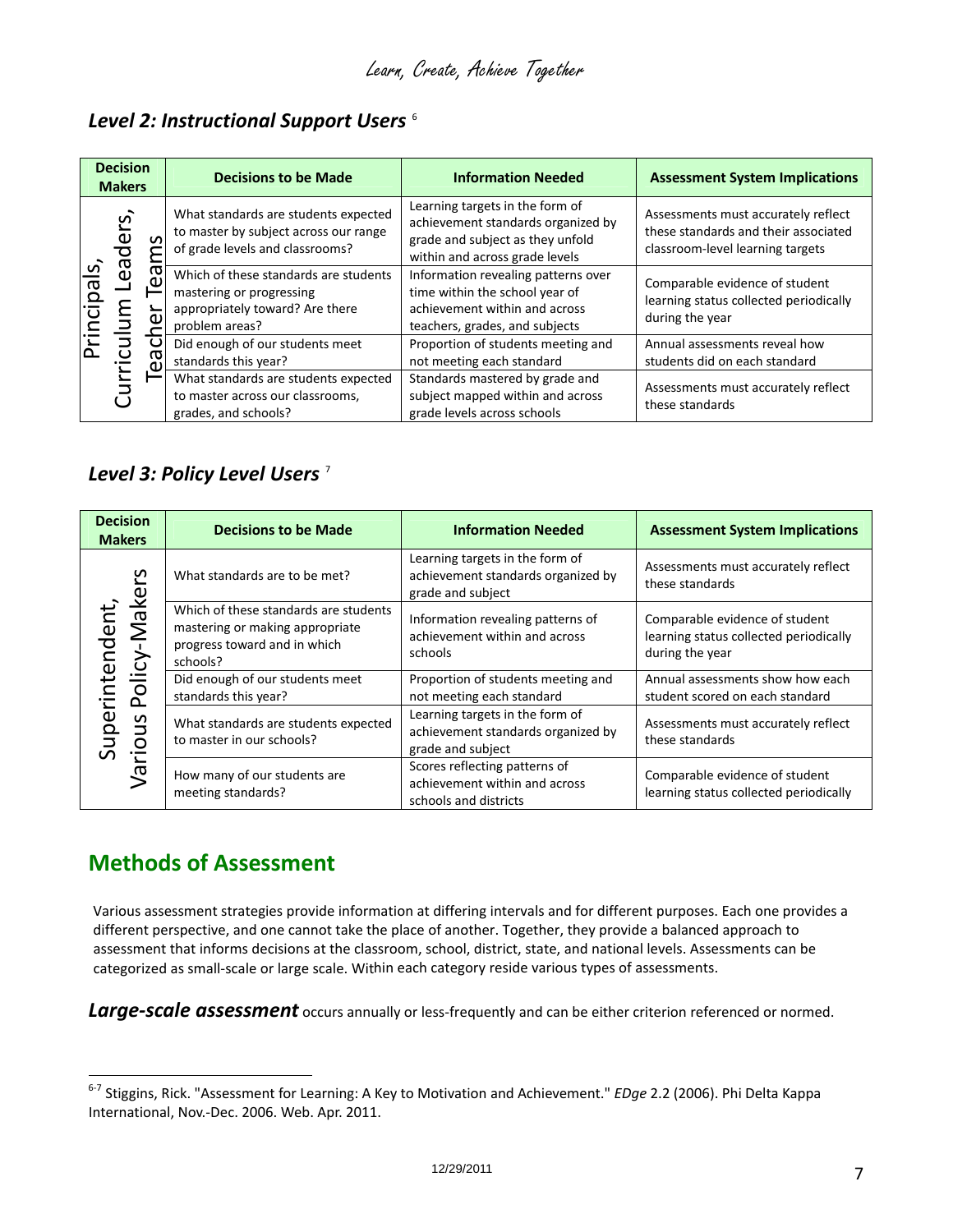## *Level 2: Instructional Support Users* [6]

| Decision Makers | Decisions to be Made | Information Needed | Assessment System Implications |
|---|---|---|---|
| Principals, Curriculum Leaders, Teacher Teams | What standards are students expected to master by subject across our range of grade levels and classrooms? | Learning targets in the form of achievement standards organized by grade and subject as they unfold within and across grade levels | Assessments must accurately reflect these standards and their associated classroom-level learning targets |
| | Which of these standards are students mastering or progressing appropriately toward? Are there problem areas? | Information revealing patterns over time within the school year of achievement within and across teachers, grades, and subjects | Comparable evidence of student learning status collected periodically during the year |
| | Did enough of our students meet standards this year? | Proportion of students meeting and not meeting each standard | Annual assessments reveal how students did on each standard |
| | What standards are students expected to master across our classrooms, grades, and schools? | Standards mastered by grade and subject mapped within and across grade levels across schools | Assessments must accurately reflect these standards |

## *Level 3: Policy Level Users* [7]

| Decision Makers | Decisions to be Made | Information Needed | Assessment System Implications |
|---|---|---|---|
| Superintendent, Various Policy-Makers | What standards are to be met? | Learning targets in the form of achievement standards organized by grade and subject | Assessments must accurately reflect these standards |
| | Which of these standards are students mastering or making appropriate progress toward and in which schools? | Information revealing patterns of achievement within and across schools | Comparable evidence of student learning status collected periodically during the year |
| | Did enough of our students meet standards this year? | Proportion of students meeting and not meeting each standard | Annual assessments show how each student scored on each standard |
| | What standards are students expected to master in our schools? | Learning targets in the form of achievement standards organized by grade and subject | Assessments must accurately reflect these standards |
| | How many of our students are meeting standards? | Scores reflecting patterns of achievement within and across schools and districts | Comparable evidence of student learning status collected periodically |

## Methods of Assessment

Various assessment strategies provide information at differing intervals and for different purposes. Each one provides a different perspective, and one cannot take the place of another. Together, they provide a balanced approach to assessment that informs decisions at the classroom, school, district, state, and national levels. Assessments can be categorized as small-scale or large scale. Within each category reside various types of assessments.

***Large-scale assessment*** occurs annually or less-frequently and can be either criterion referenced or normed.

---

[6-7] Stiggins, Rick. "Assessment for Learning: A Key to Motivation and Achievement." *EDge* 2.2 (2006). Phi Delta Kappa International, Nov.-Dec. 2006. Web. Apr. 2011.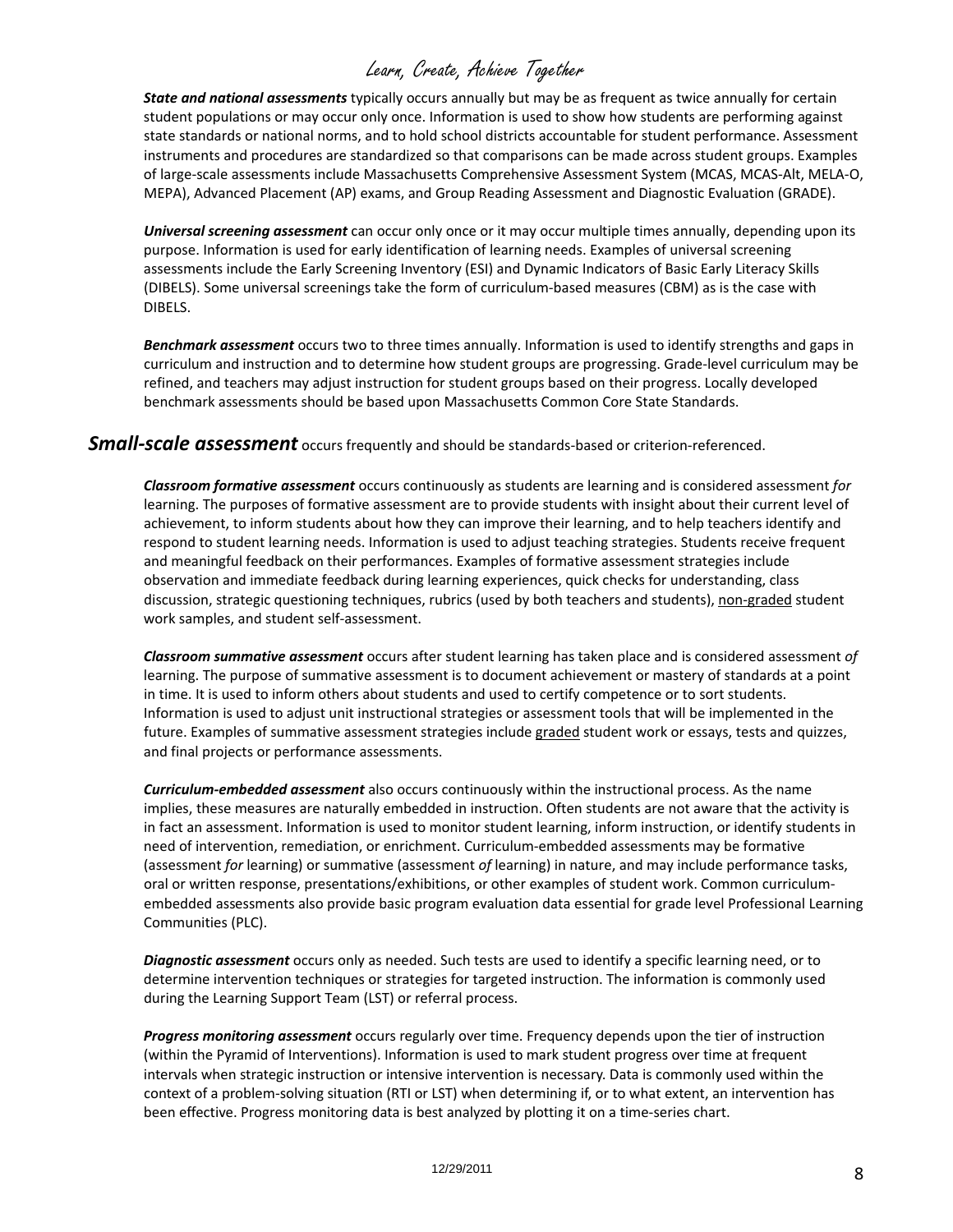***State and national assessments*** typically occurs annually but may be as frequent as twice annually for certain student populations or may occur only once. Information is used to show how students are performing against state standards or national norms, and to hold school districts accountable for student performance. Assessment instruments and procedures are standardized so that comparisons can be made across student groups. Examples of large-scale assessments include Massachusetts Comprehensive Assessment System (MCAS, MCAS-Alt, MELA-O, MEPA), Advanced Placement (AP) exams, and Group Reading Assessment and Diagnostic Evaluation (GRADE).

***Universal screening assessment*** can occur only once or it may occur multiple times annually, depending upon its purpose. Information is used for early identification of learning needs. Examples of universal screening assessments include the Early Screening Inventory (ESI) and Dynamic Indicators of Basic Early Literacy Skills (DIBELS). Some universal screenings take the form of curriculum-based measures (CBM) as is the case with DIBELS.

***Benchmark assessment*** occurs two to three times annually. Information is used to identify strengths and gaps in curriculum and instruction and to determine how student groups are progressing. Grade-level curriculum may be refined, and teachers may adjust instruction for student groups based on their progress. Locally developed benchmark assessments should be based upon Massachusetts Common Core State Standards.

## ***Small-scale assessment*** occurs frequently and should be standards-based or criterion-referenced.

***Classroom formative assessment*** occurs continuously as students are learning and is considered assessment *for* learning. The purposes of formative assessment are to provide students with insight about their current level of achievement, to inform students about how they can improve their learning, and to help teachers identify and respond to student learning needs. Information is used to adjust teaching strategies. Students receive frequent and meaningful feedback on their performances. Examples of formative assessment strategies include observation and immediate feedback during learning experiences, quick checks for understanding, class discussion, strategic questioning techniques, rubrics (used by both teachers and students), <u>non-graded</u> student work samples, and student self-assessment.

***Classroom summative assessment*** occurs after student learning has taken place and is considered assessment *of* learning. The purpose of summative assessment is to document achievement or mastery of standards at a point in time. It is used to inform others about students and used to certify competence or to sort students. Information is used to adjust unit instructional strategies or assessment tools that will be implemented in the future. Examples of summative assessment strategies include <u>graded</u> student work or essays, tests and quizzes, and final projects or performance assessments.

***Curriculum-embedded assessment*** also occurs continuously within the instructional process. As the name implies, these measures are naturally embedded in instruction. Often students are not aware that the activity is in fact an assessment. Information is used to monitor student learning, inform instruction, or identify students in need of intervention, remediation, or enrichment. Curriculum-embedded assessments may be formative (assessment *for* learning) or summative (assessment *of* learning) in nature, and may include performance tasks, oral or written response, presentations/exhibitions, or other examples of student work. Common curriculum-embedded assessments also provide basic program evaluation data essential for grade level Professional Learning Communities (PLC).

***Diagnostic assessment*** occurs only as needed. Such tests are used to identify a specific learning need, or to determine intervention techniques or strategies for targeted instruction. The information is commonly used during the Learning Support Team (LST) or referral process.

***Progress monitoring assessment*** occurs regularly over time. Frequency depends upon the tier of instruction (within the Pyramid of Interventions). Information is used to mark student progress over time at frequent intervals when strategic instruction or intensive intervention is necessary. Data is commonly used within the context of a problem-solving situation (RTI or LST) when determining if, or to what extent, an intervention has been effective. Progress monitoring data is best analyzed by plotting it on a time-series chart.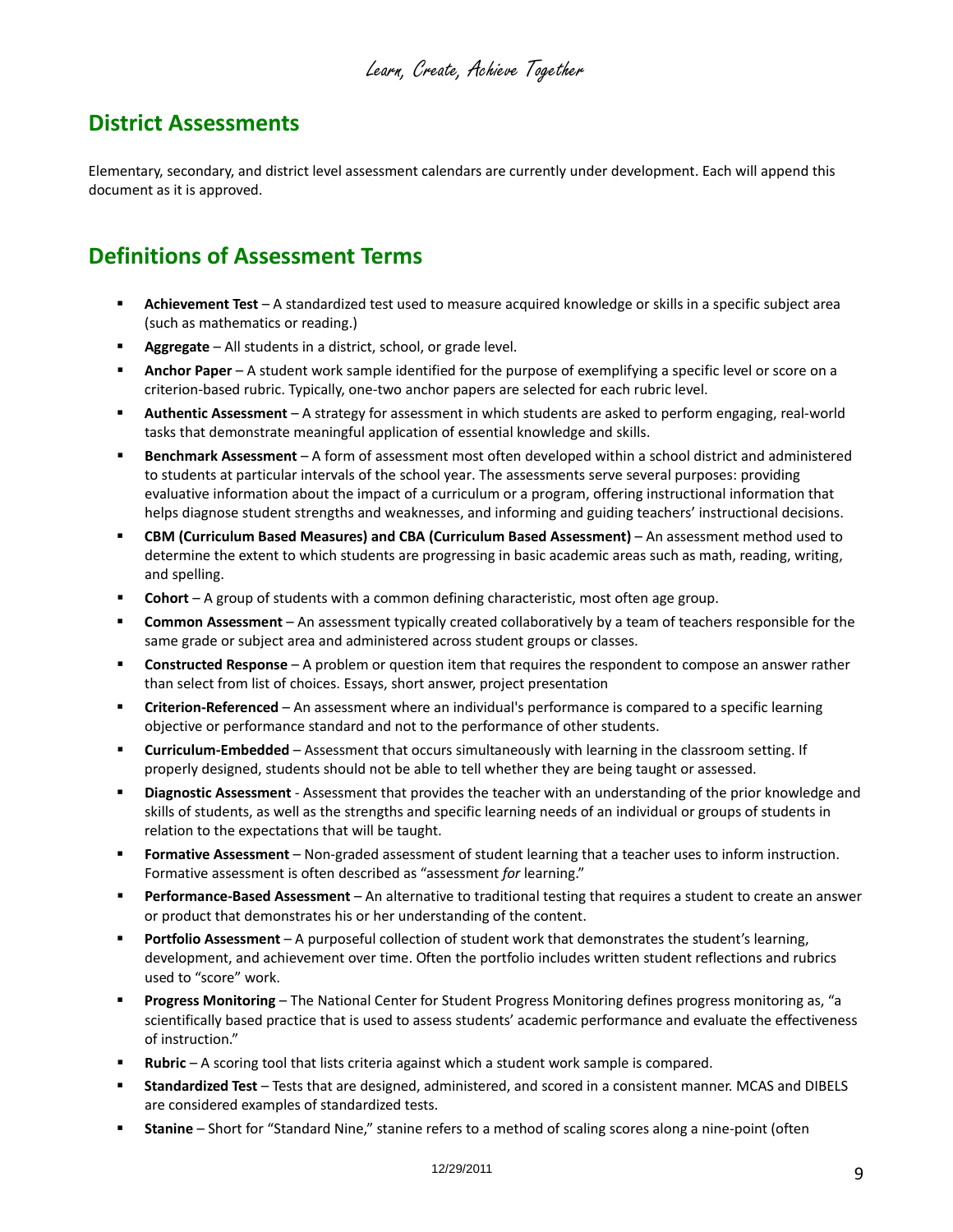## District Assessments

Elementary, secondary, and district level assessment calendars are currently under development. Each will append this document as it is approved.

## Definitions of Assessment Terms

- **Achievement Test** – A standardized test used to measure acquired knowledge or skills in a specific subject area (such as mathematics or reading.)
- **Aggregate** – All students in a district, school, or grade level.
- **Anchor Paper** – A student work sample identified for the purpose of exemplifying a specific level or score on a criterion-based rubric. Typically, one-two anchor papers are selected for each rubric level.
- **Authentic Assessment** – A strategy for assessment in which students are asked to perform engaging, real-world tasks that demonstrate meaningful application of essential knowledge and skills.
- **Benchmark Assessment** – A form of assessment most often developed within a school district and administered to students at particular intervals of the school year. The assessments serve several purposes: providing evaluative information about the impact of a curriculum or a program, offering instructional information that helps diagnose student strengths and weaknesses, and informing and guiding teachers' instructional decisions.
- **CBM (Curriculum Based Measures) and CBA (Curriculum Based Assessment)** – An assessment method used to determine the extent to which students are progressing in basic academic areas such as math, reading, writing, and spelling.
- **Cohort** – A group of students with a common defining characteristic, most often age group.
- **Common Assessment** – An assessment typically created collaboratively by a team of teachers responsible for the same grade or subject area and administered across student groups or classes.
- **Constructed Response** – A problem or question item that requires the respondent to compose an answer rather than select from list of choices. Essays, short answer, project presentation
- **Criterion-Referenced** – An assessment where an individual's performance is compared to a specific learning objective or performance standard and not to the performance of other students.
- **Curriculum-Embedded** – Assessment that occurs simultaneously with learning in the classroom setting. If properly designed, students should not be able to tell whether they are being taught or assessed.
- **Diagnostic Assessment** - Assessment that provides the teacher with an understanding of the prior knowledge and skills of students, as well as the strengths and specific learning needs of an individual or groups of students in relation to the expectations that will be taught.
- **Formative Assessment** – Non-graded assessment of student learning that a teacher uses to inform instruction. Formative assessment is often described as "assessment *for* learning."
- **Performance-Based Assessment** – An alternative to traditional testing that requires a student to create an answer or product that demonstrates his or her understanding of the content.
- **Portfolio Assessment** – A purposeful collection of student work that demonstrates the student's learning, development, and achievement over time. Often the portfolio includes written student reflections and rubrics used to "score" work.
- **Progress Monitoring** – The National Center for Student Progress Monitoring defines progress monitoring as, "a scientifically based practice that is used to assess students' academic performance and evaluate the effectiveness of instruction."
- **Rubric** – A scoring tool that lists criteria against which a student work sample is compared.
- **Standardized Test** – Tests that are designed, administered, and scored in a consistent manner. MCAS and DIBELS are considered examples of standardized tests.
- **Stanine** – Short for "Standard Nine," stanine refers to a method of scaling scores along a nine-point (often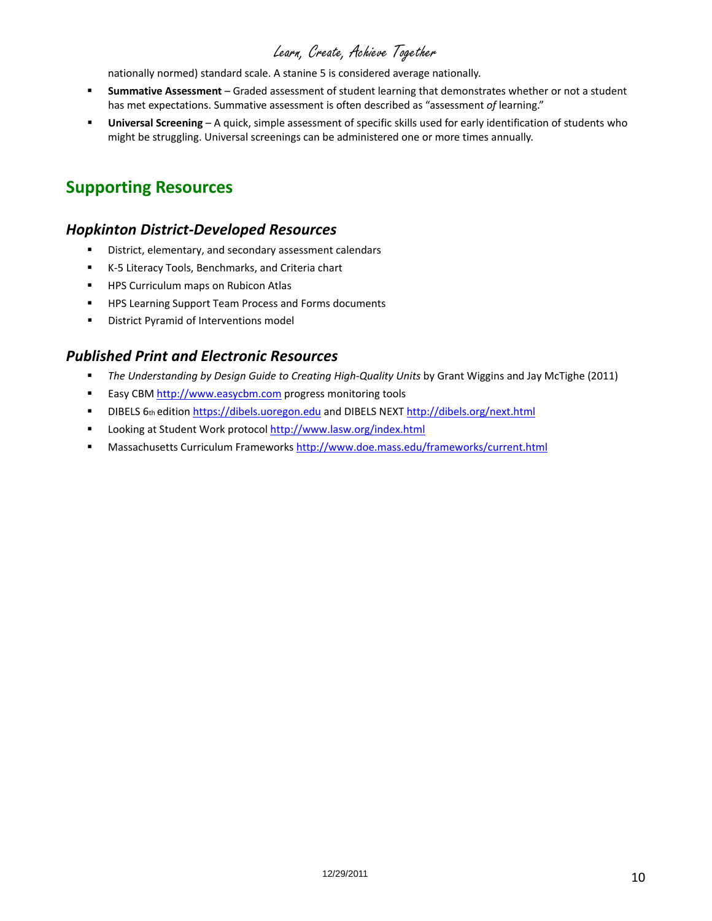nationally normed) standard scale. A stanine 5 is considered average nationally.

- **Summative Assessment** – Graded assessment of student learning that demonstrates whether or not a student has met expectations. Summative assessment is often described as “assessment *of* learning.”
- **Universal Screening** – A quick, simple assessment of specific skills used for early identification of students who might be struggling. Universal screenings can be administered one or more times annually.

## Supporting Resources

### *Hopkinton District-Developed Resources*

- District, elementary, and secondary assessment calendars
- K-5 Literacy Tools, Benchmarks, and Criteria chart
- HPS Curriculum maps on Rubicon Atlas
- HPS Learning Support Team Process and Forms documents
- District Pyramid of Interventions model

### *Published Print and Electronic Resources*

- *The Understanding by Design Guide to Creating High-Quality Units* by Grant Wiggins and Jay McTighe (2011)
- Easy CBM http://www.easycbm.com progress monitoring tools
- DIBELS 6th edition https://dibels.uoregon.edu and DIBELS NEXT http://dibels.org/next.html
- Looking at Student Work protocol http://www.lasw.org/index.html
- Massachusetts Curriculum Frameworks http://www.doe.mass.edu/frameworks/current.html

12/29/2011